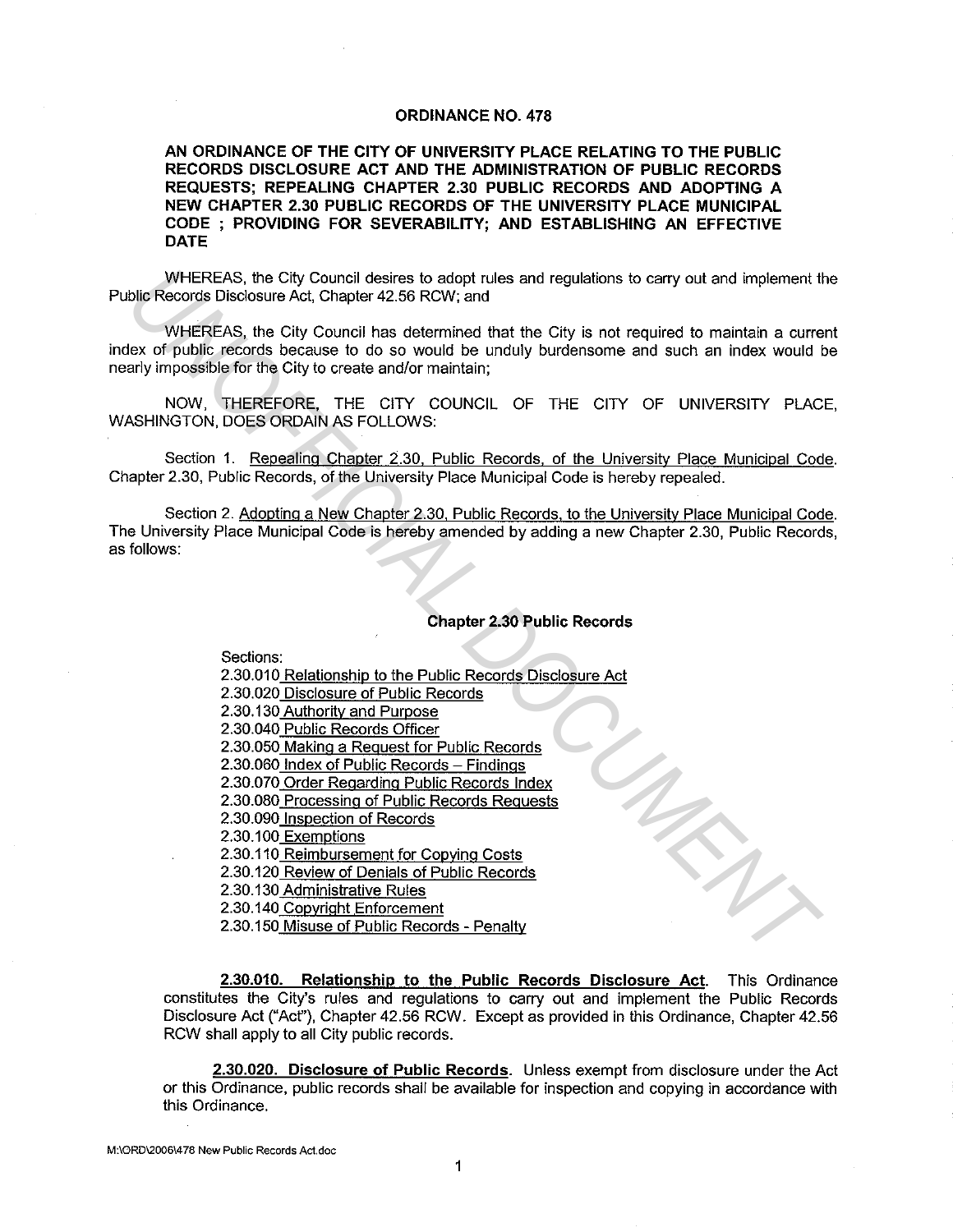**ORDINANCE NO. 478**

**AN ORDINANCE OF THE CITY OF UNIVERSITY PLACE RELATING TO THE PUBLIC RECORDS DISCLOSURE ACT AND THE ADMINISTRATION OF PUBLIC RECORDS REQUESTS; REPEALING CHAPTER 2.30 PUBLIC RECORDS AND ADOPTING A NEW CHAPTER 2.30 PUBLIC RECORDS OF THE UNIVERSITY PLACE MUNICIPAL CODE ; PROVIDING FOR SEVERABILITY; AND ESTABLISHING AN EFFECTIVE DATE**

WHEREAS, the City Council desires to adopt rules and regulations to carry out and implement the Public Records Disclosure Act, Chapter 42.56 RCW; and

WHEREAS, the City Council has determined that the City is not required to maintain a current index of public records because to do so would be unduly burdensome and such an index would be nearly impossible for the City to create and/or maintain;

NOW, THEREFORE, THE CITY COUNCIL OF THE CITY OF UNIVERSITY PLACE, WASHINGTON, DOES ORDAIN AS FOLLOWS:

Section 1. Repealing Chapter 2.30, Public Records, of the University Place Municipal Code. Chapter 2.30, Public Records, of the University Place Municipal Code is hereby repealed.

Section 2. Adopting a New Chapter 2.30, Public Records, to the University Place Municipal Code. The University Place Municipal Code is hereby amended by adding a new Chapter 2.30, Public Records, as follows:

**Chapter 2.30 Public Records**

Sections:
2.30.010 Relationship to the Public Records Disclosure Act
2.30.020 Disclosure of Public Records
2.30.130 Authority and Purpose
2.30.040 Public Records Officer
2.30.050 Making a Request for Public Records
2.30.060 Index of Public Records – Findings
2.30.070 Order Regarding Public Records Index
2.30.080 Processing of Public Records Requests
2.30.090 Inspection of Records
2.30.100 Exemptions
2.30.110 Reimbursement for Copying Costs
2.30.120 Review of Denials of Public Records
2.30.130 Administrative Rules
2.30.140 Copyright Enforcement
2.30.150 Misuse of Public Records - Penalty

**2.30.010. Relationship to the Public Records Disclosure Act**. This Ordinance constitutes the City's rules and regulations to carry out and implement the Public Records Disclosure Act ("Act"), Chapter 42.56 RCW. Except as provided in this Ordinance, Chapter 42.56 RCW shall apply to all City public records.

**2.30.020. Disclosure of Public Records**. Unless exempt from disclosure under the Act or this Ordinance, public records shall be available for inspection and copying in accordance with this Ordinance.

M:\ORD\2006\478 New Public Records Act.doc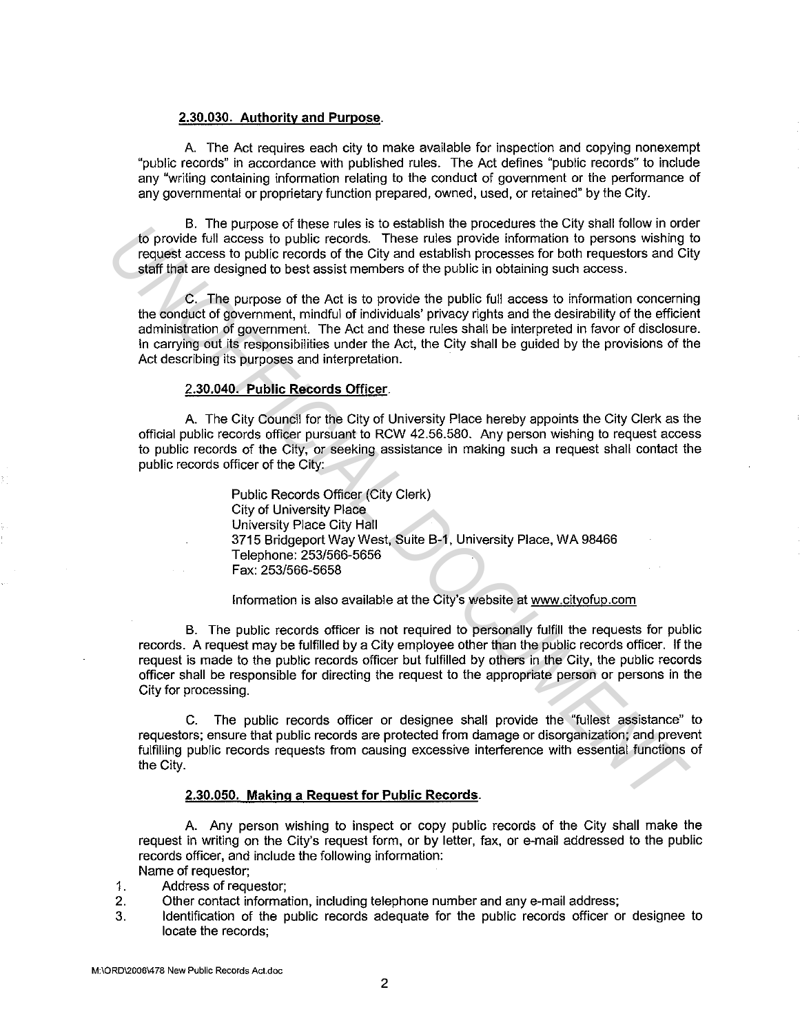**2.30.030. Authority and Purpose.**

A. The Act requires each city to make available for inspection and copying nonexempt "public records" in accordance with published rules. The Act defines "public records" to include any "writing containing information relating to the conduct of government or the performance of any governmental or proprietary function prepared, owned, used, or retained" by the City.

B. The purpose of these rules is to establish the procedures the City shall follow in order to provide full access to public records. These rules provide information to persons wishing to request access to public records of the City and establish processes for both requestors and City staff that are designed to best assist members of the public in obtaining such access.

C. The purpose of the Act is to provide the public full access to information concerning the conduct of government, mindful of individuals' privacy rights and the desirability of the efficient administration of government. The Act and these rules shall be interpreted in favor of disclosure. In carrying out its responsibilities under the Act, the City shall be guided by the provisions of the Act describing its purposes and interpretation.

**2.30.040. Public Records Officer.**

A. The City Council for the City of University Place hereby appoints the City Clerk as the official public records officer pursuant to RCW 42.56.580. Any person wishing to request access to public records of the City, or seeking assistance in making such a request shall contact the public records officer of the City:

> Public Records Officer (City Clerk)
> City of University Place
> University Place City Hall
> 3715 Bridgeport Way West, Suite B-1, University Place, WA 98466
> Telephone: 253/566-5656
> Fax: 253/566-5658
>
> Information is also available at the City's website at www.cityofup.com

B. The public records officer is not required to personally fulfill the requests for public records. A request may be fulfilled by a City employee other than the public records officer. If the request is made to the public records officer but fulfilled by others in the City, the public records officer shall be responsible for directing the request to the appropriate person or persons in the City for processing.

C. The public records officer or designee shall provide the "fullest assistance" to requestors; ensure that public records are protected from damage or disorganization; and prevent fulfilling public records requests from causing excessive interference with essential functions of the City.

**2.30.050. Making a Request for Public Records.**

A. Any person wishing to inspect or copy public records of the City shall make the request in writing on the City's request form, or by letter, fax, or e-mail addressed to the public records officer, and include the following information:

Name of requestor;

1. Address of requestor;
2. Other contact information, including telephone number and any e-mail address;
3. Identification of the public records adequate for the public records officer or designee to locate the records;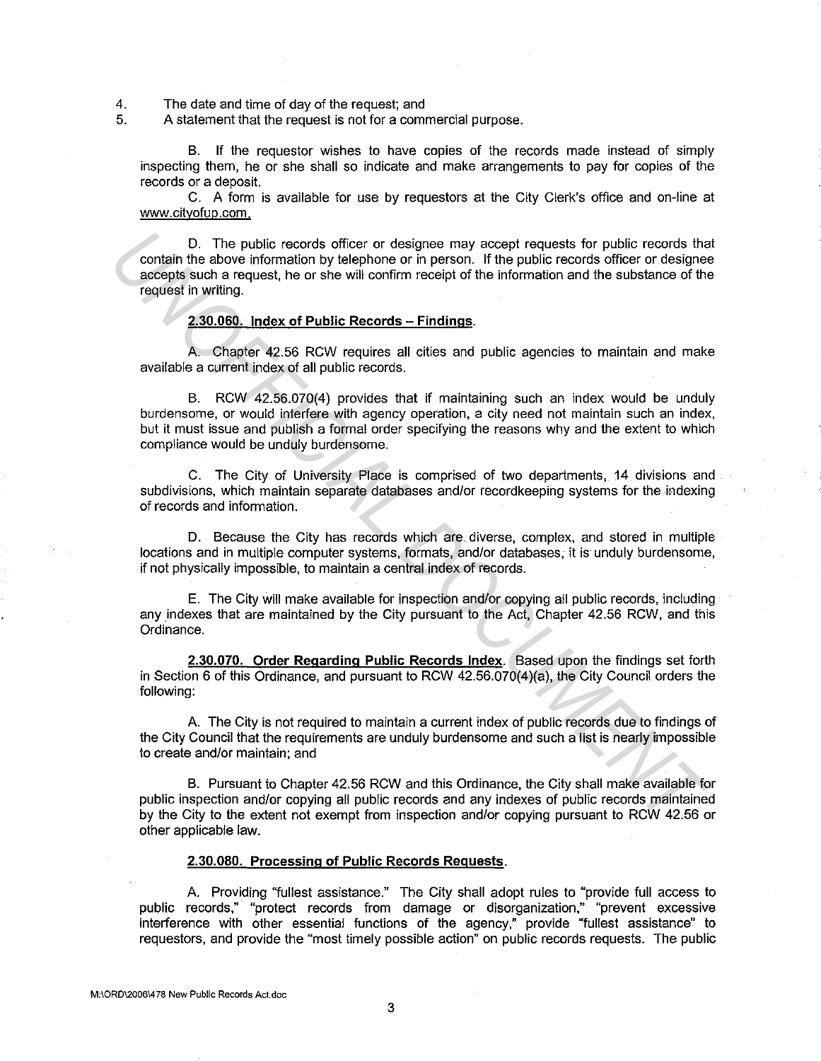4. The date and time of day of the request; and
5. A statement that the request is not for a commercial purpose.

B. If the requestor wishes to have copies of the records made instead of simply inspecting them, he or she shall so indicate and make arrangements to pay for copies of the records or a deposit.

C. A form is available for use by requestors at the City Clerk's office and on-line at www.cityofup.com.

D. The public records officer or designee may accept requests for public records that contain the above information by telephone or in person. If the public records officer or designee accepts such a request, he or she will confirm receipt of the information and the substance of the request in writing.

**2.30.060. Index of Public Records – Findings.**

A. Chapter 42.56 RCW requires all cities and public agencies to maintain and make available a current index of all public records.

B. RCW 42.56.070(4) provides that if maintaining such an index would be unduly burdensome, or would interfere with agency operation, a city need not maintain such an index, but it must issue and publish a formal order specifying the reasons why and the extent to which compliance would be unduly burdensome.

C. The City of University Place is comprised of two departments, 14 divisions and subdivisions, which maintain separate databases and/or recordkeeping systems for the indexing of records and information.

D. Because the City has records which are diverse, complex, and stored in multiple locations and in multiple computer systems, formats, and/or databases, it is unduly burdensome, if not physically impossible, to maintain a central index of records.

E. The City will make available for inspection and/or copying all public records, including any indexes that are maintained by the City pursuant to the Act, Chapter 42.56 RCW, and this Ordinance.

**2.30.070. Order Regarding Public Records Index.** Based upon the findings set forth in Section 6 of this Ordinance, and pursuant to RCW 42.56.070(4)(a), the City Council orders the following:

A. The City is not required to maintain a current index of public records due to findings of the City Council that the requirements are unduly burdensome and such a list is nearly impossible to create and/or maintain; and

B. Pursuant to Chapter 42.56 RCW and this Ordinance, the City shall make available for public inspection and/or copying all public records and any indexes of public records maintained by the City to the extent not exempt from inspection and/or copying pursuant to RCW 42.56 or other applicable law.

**2.30.080. Processing of Public Records Requests.**

A. Providing "fullest assistance." The City shall adopt rules to "provide full access to public records," "protect records from damage or disorganization," "prevent excessive interference with other essential functions of the agency," provide "fullest assistance" to requestors, and provide the "most timely possible action" on public records requests. The public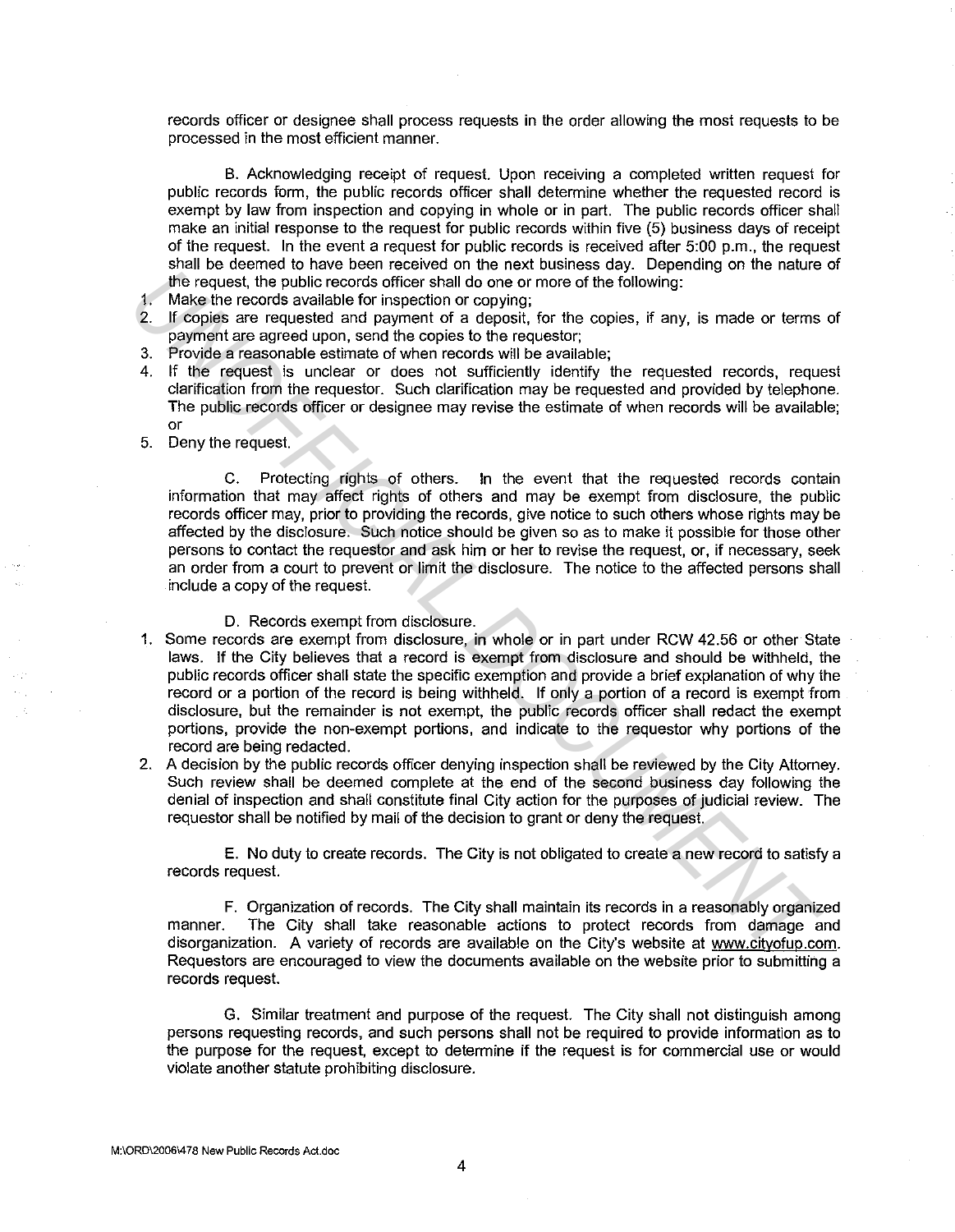records officer or designee shall process requests in the order allowing the most requests to be processed in the most efficient manner.

B. Acknowledging receipt of request. Upon receiving a completed written request for public records form, the public records officer shall determine whether the requested record is exempt by law from inspection and copying in whole or in part. The public records officer shall make an initial response to the request for public records within five (5) business days of receipt of the request. In the event a request for public records is received after 5:00 p.m., the request shall be deemed to have been received on the next business day. Depending on the nature of the request, the public records officer shall do one or more of the following:

1. Make the records available for inspection or copying;
2. If copies are requested and payment of a deposit, for the copies, if any, is made or terms of payment are agreed upon, send the copies to the requestor;
3. Provide a reasonable estimate of when records will be available;
4. If the request is unclear or does not sufficiently identify the requested records, request clarification from the requestor. Such clarification may be requested and provided by telephone. The public records officer or designee may revise the estimate of when records will be available; or
5. Deny the request.

C. Protecting rights of others. In the event that the requested records contain information that may affect rights of others and may be exempt from disclosure, the public records officer may, prior to providing the records, give notice to such others whose rights may be affected by the disclosure. Such notice should be given so as to make it possible for those other persons to contact the requestor and ask him or her to revise the request, or, if necessary, seek an order from a court to prevent or limit the disclosure. The notice to the affected persons shall include a copy of the request.

D. Records exempt from disclosure.

1. Some records are exempt from disclosure, in whole or in part under RCW 42.56 or other State laws. If the City believes that a record is exempt from disclosure and should be withheld, the public records officer shall state the specific exemption and provide a brief explanation of why the record or a portion of the record is being withheld. If only a portion of a record is exempt from disclosure, but the remainder is not exempt, the public records officer shall redact the exempt portions, provide the non-exempt portions, and indicate to the requestor why portions of the record are being redacted.
2. A decision by the public records officer denying inspection shall be reviewed by the City Attorney. Such review shall be deemed complete at the end of the second business day following the denial of inspection and shall constitute final City action for the purposes of judicial review. The requestor shall be notified by mail of the decision to grant or deny the request.

E. No duty to create records. The City is not obligated to create a new record to satisfy a records request.

F. Organization of records. The City shall maintain its records in a reasonably organized manner. The City shall take reasonable actions to protect records from damage and disorganization. A variety of records are available on the City's website at www.cityofup.com. Requestors are encouraged to view the documents available on the website prior to submitting a records request.

G. Similar treatment and purpose of the request. The City shall not distinguish among persons requesting records, and such persons shall not be required to provide information as to the purpose for the request, except to determine if the request is for commercial use or would violate another statute prohibiting disclosure.

M:\ORD\2006\478 New Public Records Act.doc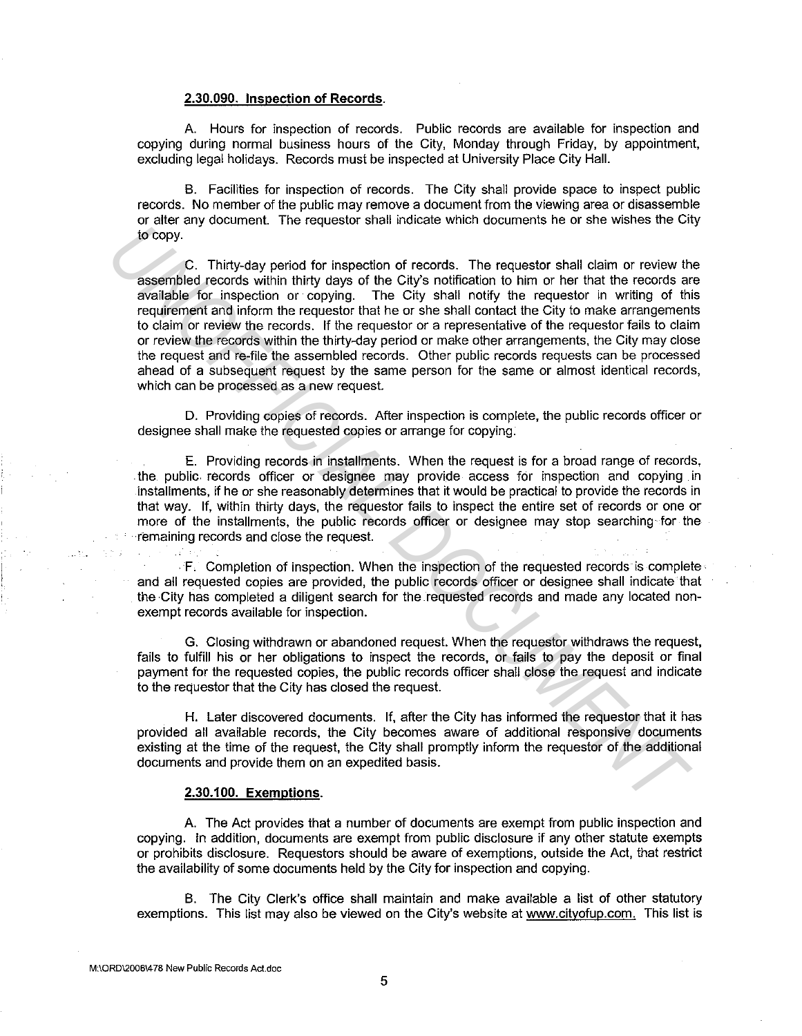**2.30.090. Inspection of Records.**

A. Hours for inspection of records. Public records are available for inspection and copying during normal business hours of the City, Monday through Friday, by appointment, excluding legal holidays. Records must be inspected at University Place City Hall.

B. Facilities for inspection of records. The City shall provide space to inspect public records. No member of the public may remove a document from the viewing area or disassemble or alter any document. The requestor shall indicate which documents he or she wishes the City to copy.

C. Thirty-day period for inspection of records. The requestor shall claim or review the assembled records within thirty days of the City's notification to him or her that the records are available for inspection or copying. The City shall notify the requestor in writing of this requirement and inform the requestor that he or she shall contact the City to make arrangements to claim or review the records. If the requestor or a representative of the requestor fails to claim or review the records within the thirty-day period or make other arrangements, the City may close the request and re-file the assembled records. Other public records requests can be processed ahead of a subsequent request by the same person for the same or almost identical records, which can be processed as a new request.

D. Providing copies of records. After inspection is complete, the public records officer or designee shall make the requested copies or arrange for copying.

E. Providing records in installments. When the request is for a broad range of records, the public records officer or designee may provide access for inspection and copying in installments, if he or she reasonably determines that it would be practical to provide the records in that way. If, within thirty days, the requestor fails to inspect the entire set of records or one or more of the installments, the public records officer or designee may stop searching for the remaining records and close the request.

F. Completion of inspection. When the inspection of the requested records is complete and all requested copies are provided, the public records officer or designee shall indicate that the City has completed a diligent search for the requested records and made any located non-exempt records available for inspection.

G. Closing withdrawn or abandoned request. When the requestor withdraws the request, fails to fulfill his or her obligations to inspect the records, or fails to pay the deposit or final payment for the requested copies, the public records officer shall close the request and indicate to the requestor that the City has closed the request.

H. Later discovered documents. If, after the City has informed the requestor that it has provided all available records, the City becomes aware of additional responsive documents existing at the time of the request, the City shall promptly inform the requestor of the additional documents and provide them on an expedited basis.

**2.30.100. Exemptions.**

A. The Act provides that a number of documents are exempt from public inspection and copying. In addition, documents are exempt from public disclosure if any other statute exempts or prohibits disclosure. Requestors should be aware of exemptions, outside the Act, that restrict the availability of some documents held by the City for inspection and copying.

B. The City Clerk's office shall maintain and make available a list of other statutory exemptions. This list may also be viewed on the City's website at www.cityofup.com. This list is

M:\ORD\2006\478 New Public Records Act.doc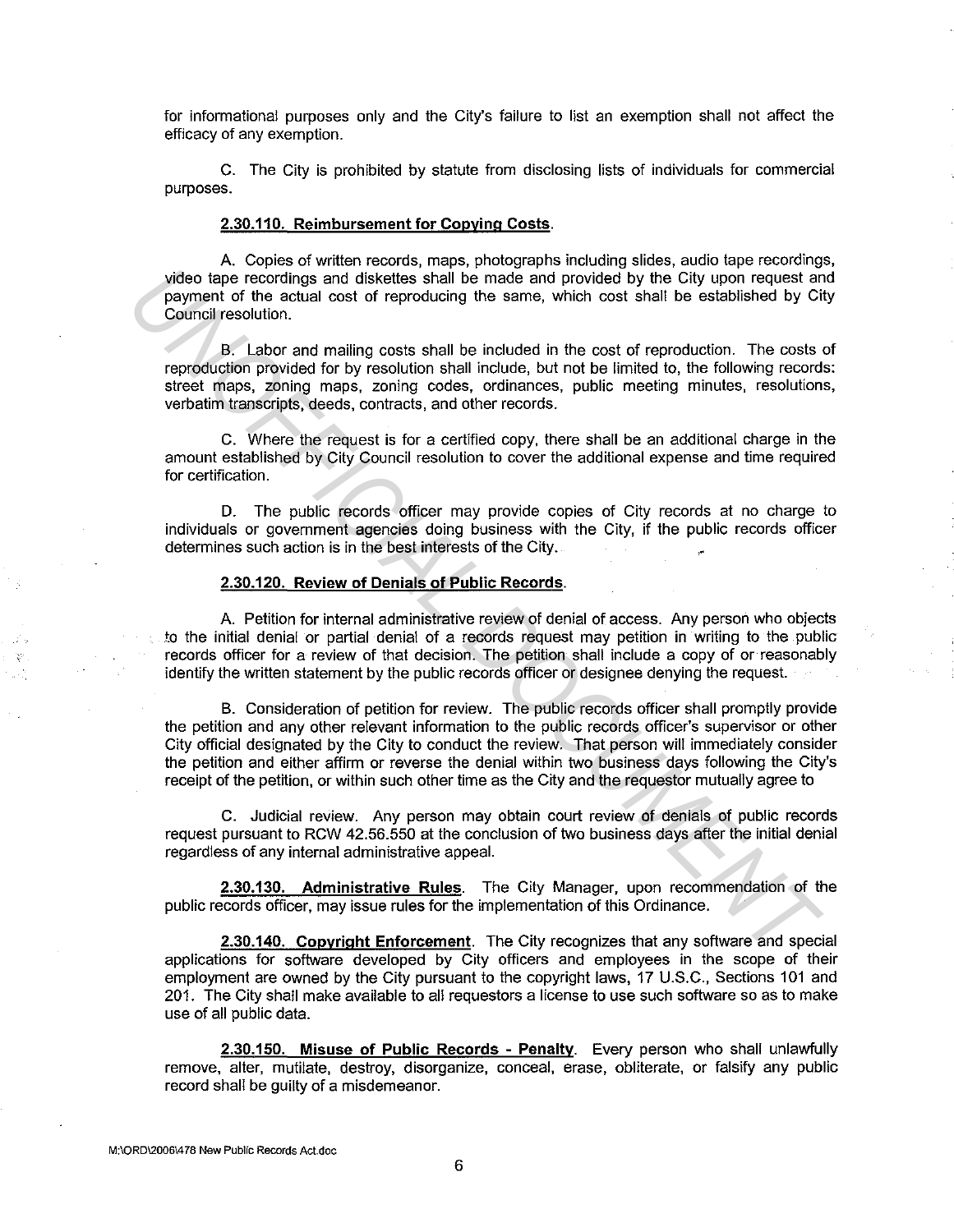for informational purposes only and the City's failure to list an exemption shall not affect the efficacy of any exemption.

C. The City is prohibited by statute from disclosing lists of individuals for commercial purposes.

**2.30.110. Reimbursement for Copying Costs.**

A. Copies of written records, maps, photographs including slides, audio tape recordings, video tape recordings and diskettes shall be made and provided by the City upon request and payment of the actual cost of reproducing the same, which cost shall be established by City Council resolution.

B. Labor and mailing costs shall be included in the cost of reproduction. The costs of reproduction provided for by resolution shall include, but not be limited to, the following records: street maps, zoning maps, zoning codes, ordinances, public meeting minutes, resolutions, verbatim transcripts, deeds, contracts, and other records.

C. Where the request is for a certified copy, there shall be an additional charge in the amount established by City Council resolution to cover the additional expense and time required for certification.

D. The public records officer may provide copies of City records at no charge to individuals or government agencies doing business with the City, if the public records officer determines such action is in the best interests of the City.

**2.30.120. Review of Denials of Public Records.**

A. Petition for internal administrative review of denial of access. Any person who objects to the initial denial or partial denial of a records request may petition in writing to the public records officer for a review of that decision. The petition shall include a copy of or reasonably identify the written statement by the public records officer or designee denying the request.

B. Consideration of petition for review. The public records officer shall promptly provide the petition and any other relevant information to the public records officer's supervisor or other City official designated by the City to conduct the review. That person will immediately consider the petition and either affirm or reverse the denial within two business days following the City's receipt of the petition, or within such other time as the City and the requestor mutually agree to

C. Judicial review. Any person may obtain court review of denials of public records request pursuant to RCW 42.56.550 at the conclusion of two business days after the initial denial regardless of any internal administrative appeal.

**2.30.130. Administrative Rules**. The City Manager, upon recommendation of the public records officer, may issue rules for the implementation of this Ordinance.

**2.30.140. Copyright Enforcement**. The City recognizes that any software and special applications for software developed by City officers and employees in the scope of their employment are owned by the City pursuant to the copyright laws, 17 U.S.C., Sections 101 and 201. The City shall make available to all requestors a license to use such software so as to make use of all public data.

**2.30.150. Misuse of Public Records - Penalty**. Every person who shall unlawfully remove, alter, mutilate, destroy, disorganize, conceal, erase, obliterate, or falsify any public record shall be guilty of a misdemeanor.

M:\ORD\2006\478 New Public Records Act.doc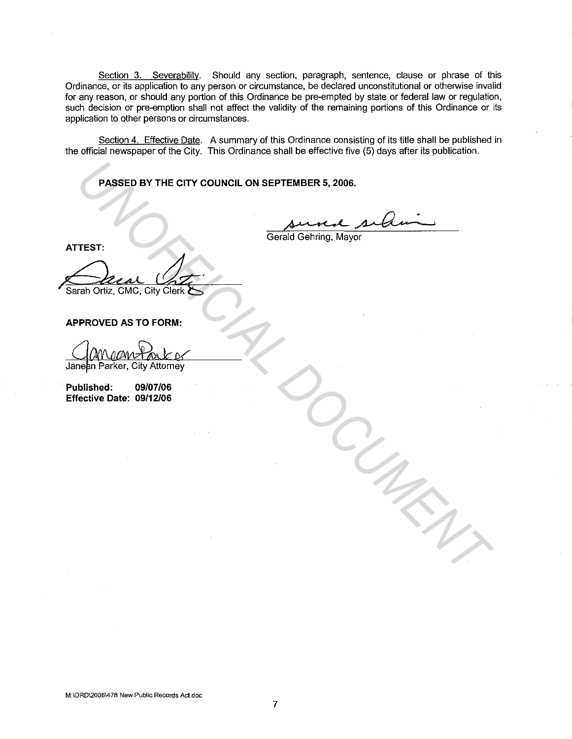Section 3. Severability. Should any section, paragraph, sentence, clause or phrase of this Ordinance, or its application to any person or circumstance, be declared unconstitutional or otherwise invalid for any reason, or should any portion of this Ordinance be pre-empted by state or federal law or regulation, such decision or pre-emption shall not affect the validity of the remaining portions of this Ordinance or its application to other persons or circumstances.

Section 4. Effective Date. A summary of this Ordinance consisting of its title shall be published in the official newspaper of the City. This Ordinance shall be effective five (5) days after its publication.

**PASSED BY THE CITY COUNCIL ON SEPTEMBER 5, 2006.**

Gerald Gehring, Mayor

**ATTEST:**

Sarah Ortiz, CMC, City Clerk

**APPROVED AS TO FORM:**

Janean Parker, City Attorney

**Published: 09/07/06**
**Effective Date: 09/12/06**

UNOFFICIAL DOCUMENT

M:\ORD\2006\478 New Public Records Act.doc